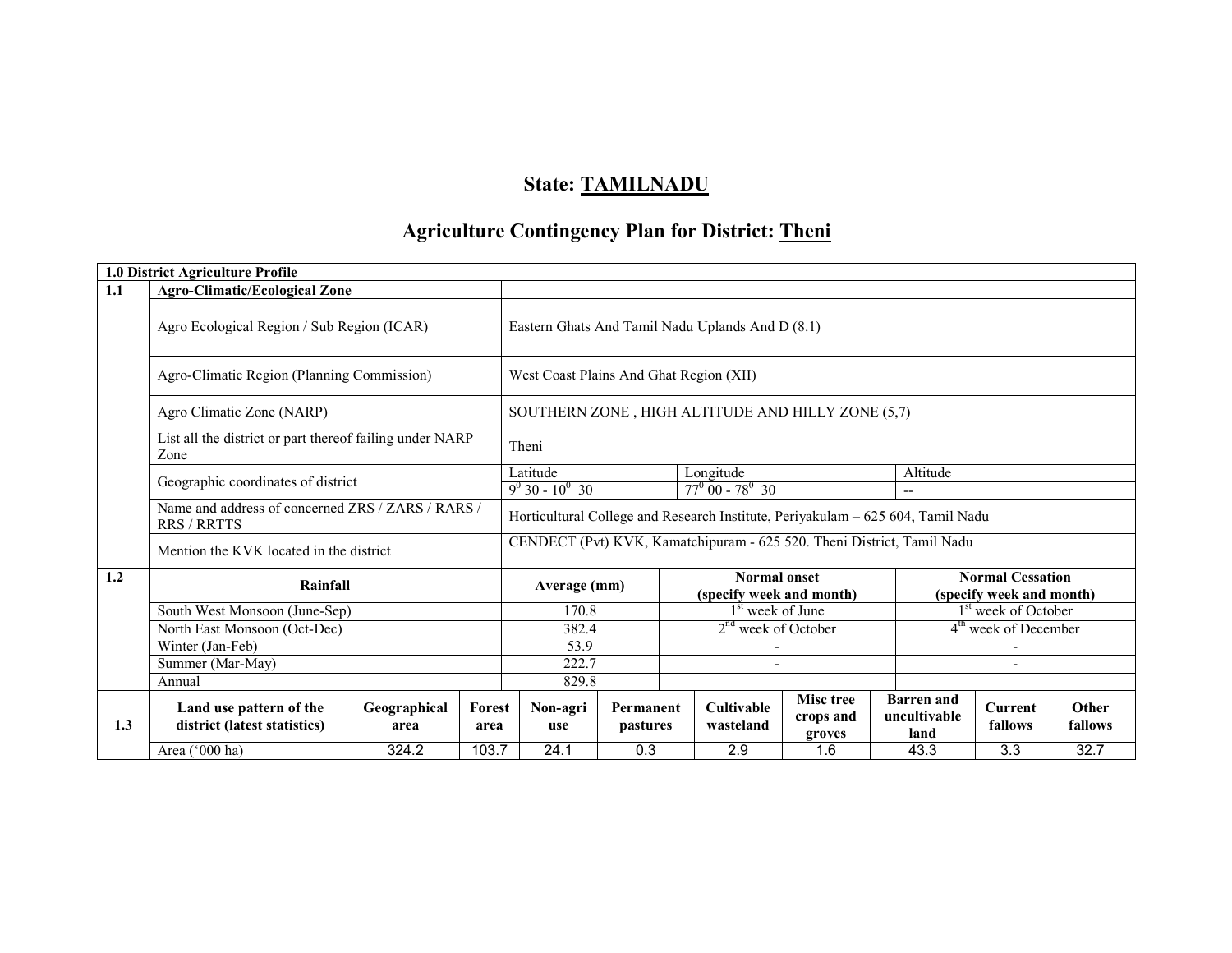# State: TAMILNADU

## Agriculture Contingency Plan for District: Theni

| 1.0 District Agriculture Profile | | | | | |
|---|---|---|---|---|---|
| 1.1 | Agro-Climatic/Ecological Zone | | | | |
| | Agro Ecological Region / Sub Region (ICAR) | Eastern Ghats And Tamil Nadu Uplands And D (8.1) | | | |
| | Agro-Climatic Region (Planning Commission) | West Coast Plains And Ghat Region (XII) | | | |
| | Agro Climatic Zone (NARP) | SOUTHERN ZONE , HIGH ALTITUDE AND HILLY ZONE (5,7) | | | |
| | List all the district or part thereof failing under NARP Zone | Theni | | | |
| | Geographic coordinates of district | Latitude | Longitude | Altitude | |
| | | $9^0$ 30 - $10^0$ 30 | $77^0$ 00 - $78^0$ 30 | -- | |
| | Name and address of concerned ZRS / ZARS / RARS / RRS / RRTTS | Horticultural College and Research Institute, Periyakulam – 625 604, Tamil Nadu | | | |
| | Mention the KVK located in the district | CENDECT (Pvt) KVK, Kamatchipuram - 625 520. Theni District, Tamil Nadu | | | |
| 1.2 | Rainfall | Average (mm) | Normal onset (specify week and month) | Normal Cessation (specify week and month) | |
| | South West Monsoon (June-Sep) | 170.8 | 1st week of June | 1st week of October | |
| | North East Monsoon (Oct-Dec) | 382.4 | 2nd week of October | 4th week of December | |
| | Winter (Jan-Feb) | 53.9 | - | - | |
| | Summer (Mar-May) | 222.7 | - | - | |
| | Annual | 829.8 | | | |

| 1.3 | Land use pattern of the district (latest statistics) | Geographical area | Forest area | Non-agri use | Permanent pastures | Cultivable wasteland | Misc tree crops and groves | Barren and uncultivable land | Current fallows | Other fallows |
|---|---|---|---|---|---|---|---|---|---|---|
| | Area ('000 ha) | 324.2 | 103.7 | 24.1 | 0.3 | 2.9 | 1.6 | 43.3 | 3.3 | 32.7 |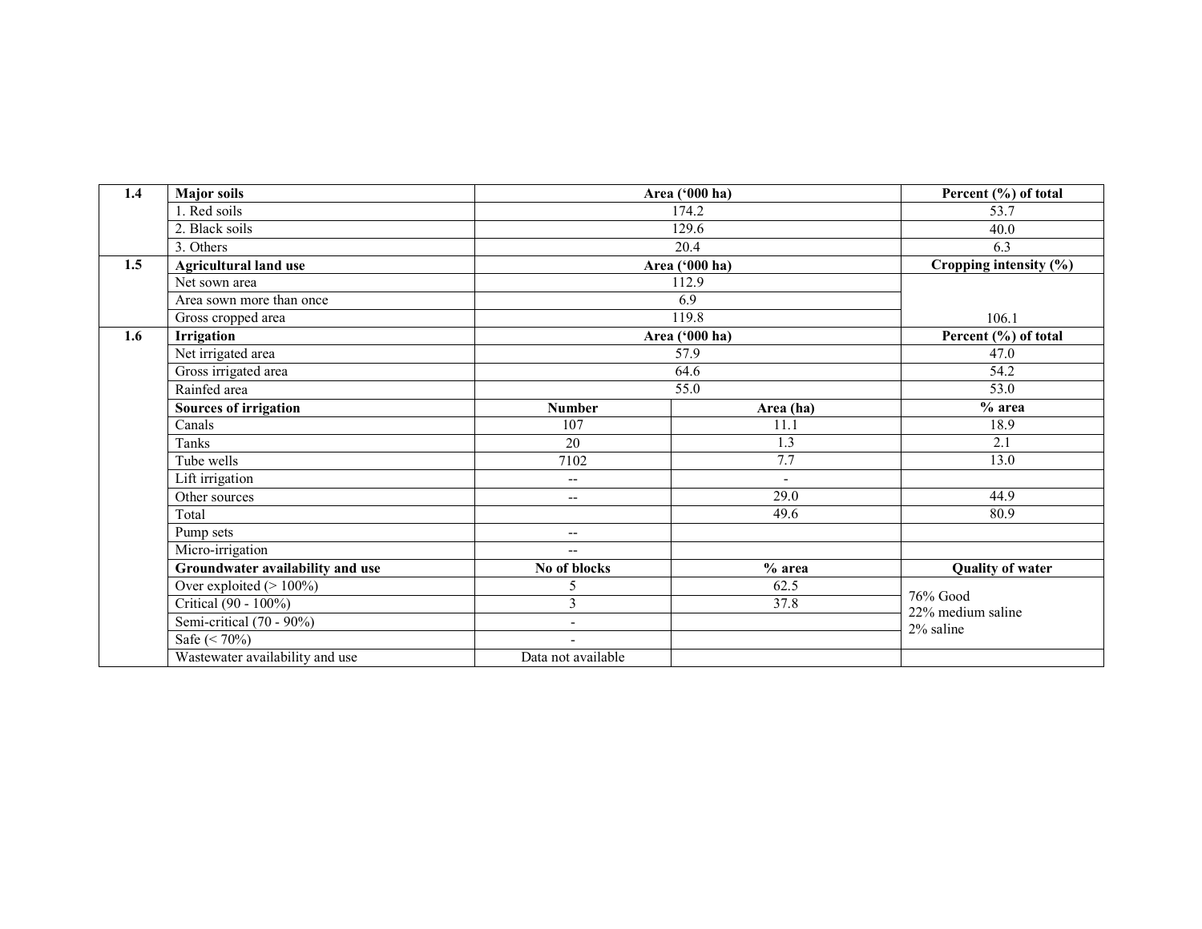| 1.4 | Major soils | Area ('000 ha) | | Percent (%) of total |
|---|---|---|---|---|
| | 1. Red soils | 174.2 | | 53.7 |
| | 2. Black soils | 129.6 | | 40.0 |
| | 3. Others | 20.4 | | 6.3 |
| 1.5 | Agricultural land use | Area ('000 ha) | | Cropping intensity (%) |
| | Net sown area | 112.9 | | |
| | Area sown more than once | 6.9 | | |
| | Gross cropped area | 119.8 | | 106.1 |
| 1.6 | Irrigation | Area ('000 ha) | | Percent (%) of total |
| | Net irrigated area | 57.9 | | 47.0 |
| | Gross irrigated area | 64.6 | | 54.2 |
| | Rainfed area | 55.0 | | 53.0 |
| | **Sources of irrigation** | **Number** | **Area (ha)** | **% area** |
| | Canals | 107 | 11.1 | 18.9 |
| | Tanks | 20 | 1.3 | 2.1 |
| | Tube wells | 7102 | 7.7 | 13.0 |
| | Lift irrigation | -- | - | |
| | Other sources | -- | 29.0 | 44.9 |
| | Total | | 49.6 | 80.9 |
| | Pump sets | -- | | |
| | Micro-irrigation | -- | | |
| | **Groundwater availability and use** | **No of blocks** | **% area** | **Quality of water** |
| | Over exploited (> 100%) | 5 | 62.5 | 76% Good<br>22% medium saline<br>2% saline |
| | Critical (90 - 100%) | 3 | 37.8 | |
| | Semi-critical (70 - 90%) | - | | |
| | Safe (< 70%) | - | | |
| | Wastewater availability and use | Data not available | | |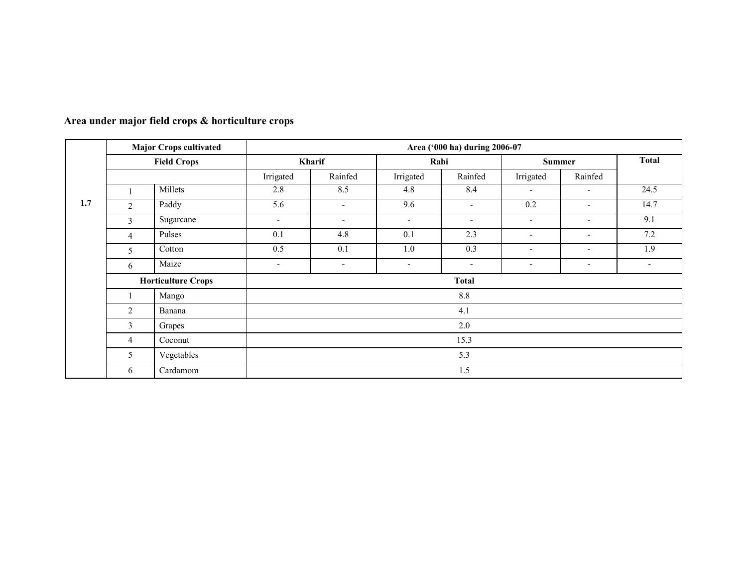## Area under major field crops & horticulture crops

| | Major Crops cultivated | | Area ('000 ha) during 2006-07 | | | | | | |
|---|---|---|---|---|---|---|---|---|---|
| | Field Crops | | Kharif | | Rabi | | Summer | | Total |
| | | | Irrigated | Rainfed | Irrigated | Rainfed | Irrigated | Rainfed | |
| 1.7 | 1 | Millets | 2.8 | 8.5 | 4.8 | 8.4 | - | - | 24.5 |
| | 2 | Paddy | 5.6 | - | 9.6 | - | 0.2 | - | 14.7 |
| | 3 | Sugarcane | - | - | - | - | - | - | 9.1 |
| | 4 | Pulses | 0.1 | 4.8 | 0.1 | 2.3 | - | - | 7.2 |
| | 5 | Cotton | 0.5 | 0.1 | 1.0 | 0.3 | - | - | 1.9 |
| | 6 | Maize | - | - | - | - | - | - | - |
| | Horticulture Crops | | Total | | | | | | |
| | 1 | Mango | 8.8 | | | | | | |
| | 2 | Banana | 4.1 | | | | | | |
| | 3 | Grapes | 2.0 | | | | | | |
| | 4 | Coconut | 15.3 | | | | | | |
| | 5 | Vegetables | 5.3 | | | | | | |
| | 6 | Cardamom | 1.5 | | | | | | |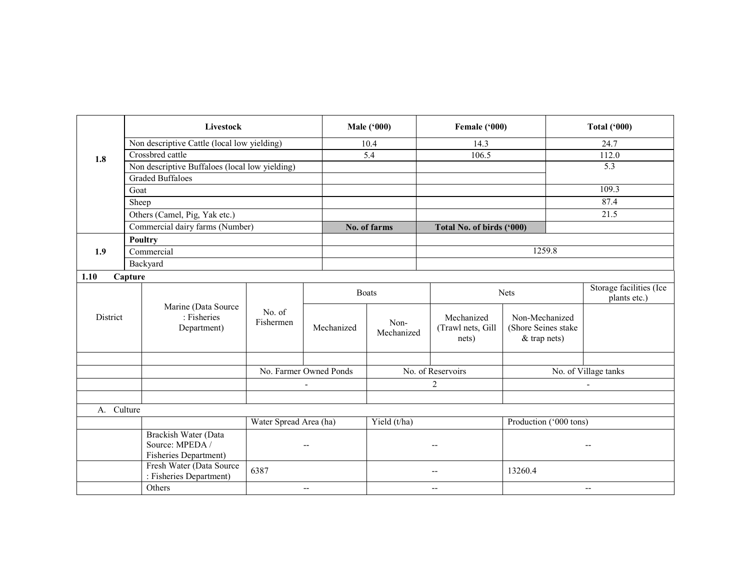| | Livestock | Male ('000) | Female ('000) | Total ('000) |
|---|---|---|---|---|
| 1.8 | Non descriptive Cattle (local low yielding) | 10.4 | 14.3 | 24.7 |
| | Crossbred cattle | 5.4 | 106.5 | 112.0 |
| | Non descriptive Buffaloes (local low yielding) | | | 5.3 |
| | Graded Buffaloes | | | |
| | Goat | | | 109.3 |
| | Sheep | | | 87.4 |
| | Others (Camel, Pig, Yak etc.) | | | 21.5 |
| | Commercial dairy farms (Number) | **No. of farms** | **Total No. of birds ('000)** | |
| 1.9 | **Poultry** | | | |
| | Commercial | | 1259.8 | |
| | Backyard | | | |

**1.10 Capture**

| District | Marine (Data Source : Fisheries Department) | No. of Fishermen | Boats | | Nets | | Storage facilities (Ice plants etc.) |
|---|---|---|---|---|---|---|---|
| | | | Mechanized | Non-Mechanized | Mechanized (Trawl nets, Gill nets) | Non-Mechanized (Shore Seines stake & trap nets) | |
| | | | | | | | |
| | | No. Farmer Owned Ponds | | No. of Reservoirs | | No. of Village tanks | |
| | | - | | 2 | | - | |
| | | | | | | | |

A. Culture

| | | Water Spread Area (ha) | Yield (t/ha) | Production ('000 tons) |
|---|---|---|---|---|
| | Brackish Water (Data Source: MPEDA / Fisheries Department) | -- | -- | -- |
| | Fresh Water (Data Source : Fisheries Department) | 6387 | -- | 13260.4 |
| | Others | -- | -- | -- |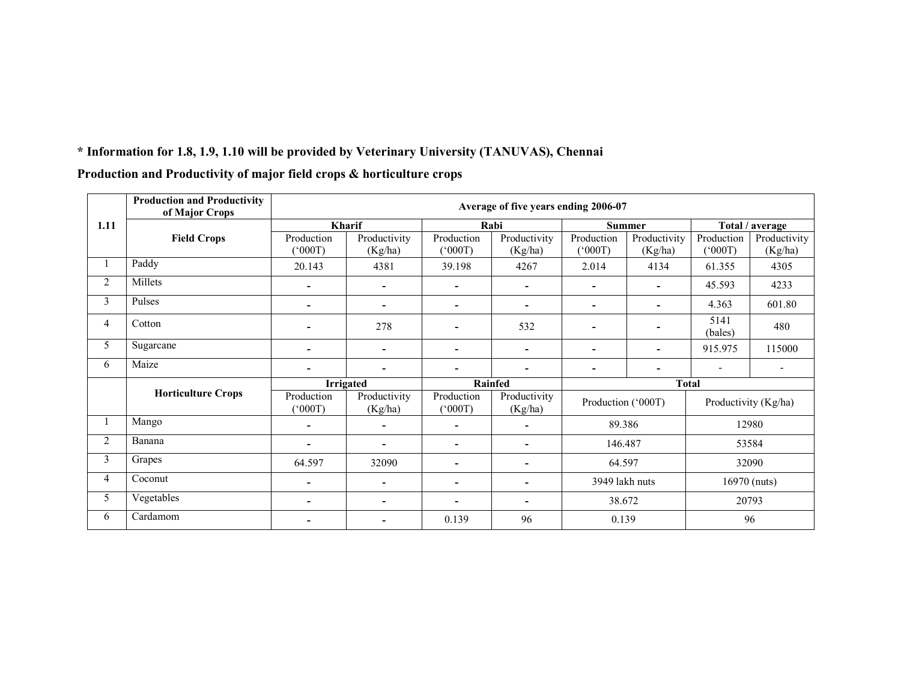**\* Information for 1.8, 1.9, 1.10 will be provided by Veterinary University (TANUVAS), Chennai**

**Production and Productivity of major field crops & horticulture crops**

| 1.11 | Production and Productivity of Major Crops | Average of five years ending 2006-07 | | | | | | | |
|---|---|---|---|---|---|---|---|---|---|
| | Field Crops | Kharif | | Rabi | | Summer | | Total / average | |
| | | Production ('000T) | Productivity (Kg/ha) | Production ('000T) | Productivity (Kg/ha) | Production ('000T) | Productivity (Kg/ha) | Production ('000T) | Productivity (Kg/ha) |
| 1 | Paddy | 20.143 | 4381 | 39.198 | 4267 | 2.014 | 4134 | 61.355 | 4305 |
| 2 | Millets | - | - | - | - | - | - | 45.593 | 4233 |
| 3 | Pulses | - | - | - | - | - | - | 4.363 | 601.80 |
| 4 | Cotton | - | 278 | - | 532 | - | - | 5141 (bales) | 480 |
| 5 | Sugarcane | - | - | - | - | - | - | 915.975 | 115000 |
| 6 | Maize | - | - | - | - | - | - | - | - |
| | Horticulture Crops | Irrigated | | Rainfed | | Total | | | |
| | | Production ('000T) | Productivity (Kg/ha) | Production ('000T) | Productivity (Kg/ha) | Production ('000T) | | Productivity (Kg/ha) | |
| 1 | Mango | - | - | - | - | 89.386 | | 12980 | |
| 2 | Banana | - | - | - | - | 146.487 | | 53584 | |
| 3 | Grapes | 64.597 | 32090 | - | - | 64.597 | | 32090 | |
| 4 | Coconut | - | - | - | - | 3949 lakh nuts | | 16970 (nuts) | |
| 5 | Vegetables | - | - | - | - | 38.672 | | 20793 | |
| 6 | Cardamom | - | - | 0.139 | 96 | 0.139 | | 96 | |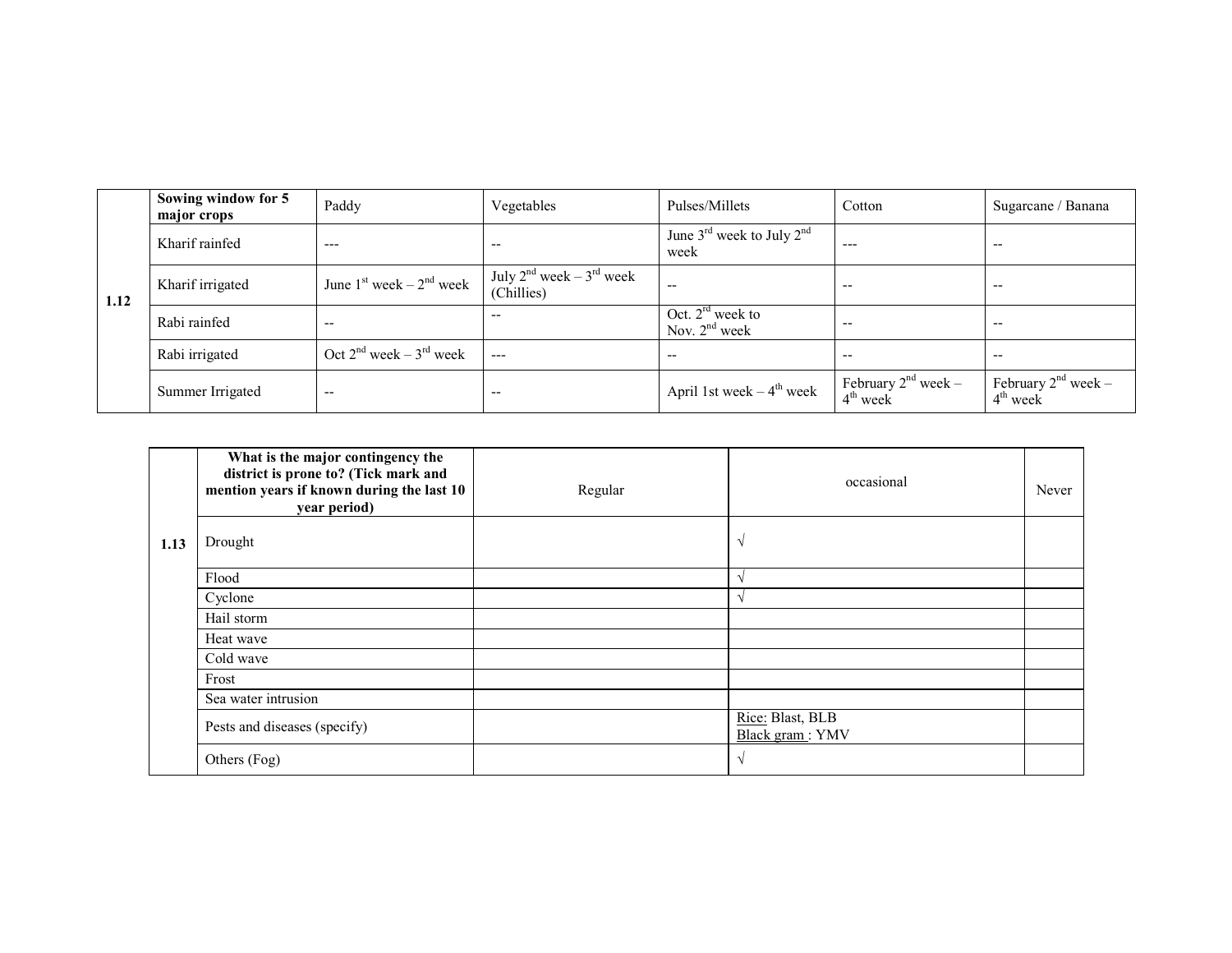| | Sowing window for 5 major crops | Paddy | Vegetables | Pulses/Millets | Cotton | Sugarcane / Banana |
|---|---|---|---|---|---|---|
| 1.12 | Kharif rainfed | --- | -- | June 3rd week to July 2nd week | --- | -- |
| | Kharif irrigated | June 1st week – 2nd week | July 2nd week – 3rd week (Chillies) | -- | -- | -- |
| | Rabi rainfed | -- | -- | Oct. 2nd week to Nov. 2nd week | -- | -- |
| | Rabi irrigated | Oct 2nd week – 3rd week | --- | -- | -- | -- |
| | Summer Irrigated | -- | -- | April 1st week – 4th week | February 2nd week – 4th week | February 2nd week – 4th week |

| | What is the major contingency the district is prone to? (Tick mark and mention years if known during the last 10 year period) | Regular | occasional | Never |
|---|---|---|---|---|
| 1.13 | Drought | | √ | |
| | Flood | | √ | |
| | Cyclone | | √ | |
| | Hail storm | | | |
| | Heat wave | | | |
| | Cold wave | | | |
| | Frost | | | |
| | Sea water intrusion | | | |
| | Pests and diseases (specify) | | Rice: Blast, BLB<br>Black gram : YMV | |
| | Others (Fog) | | √ | |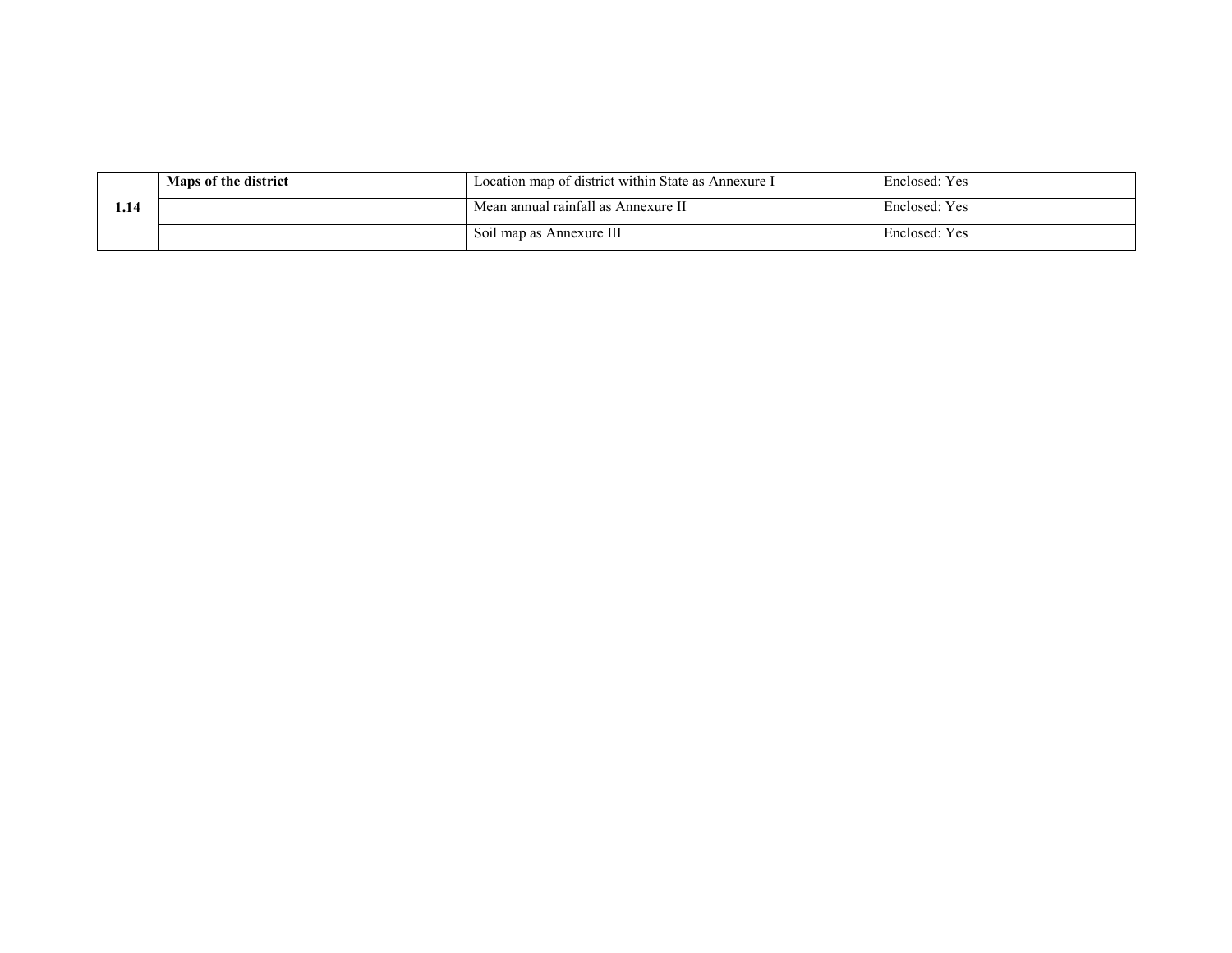| | | | |
|---|---|---|---|
| 1.14 | **Maps of the district** | Location map of district within State as Annexure I | Enclosed: Yes |
| | | Mean annual rainfall as Annexure II | Enclosed: Yes |
| | | Soil map as Annexure III | Enclosed: Yes |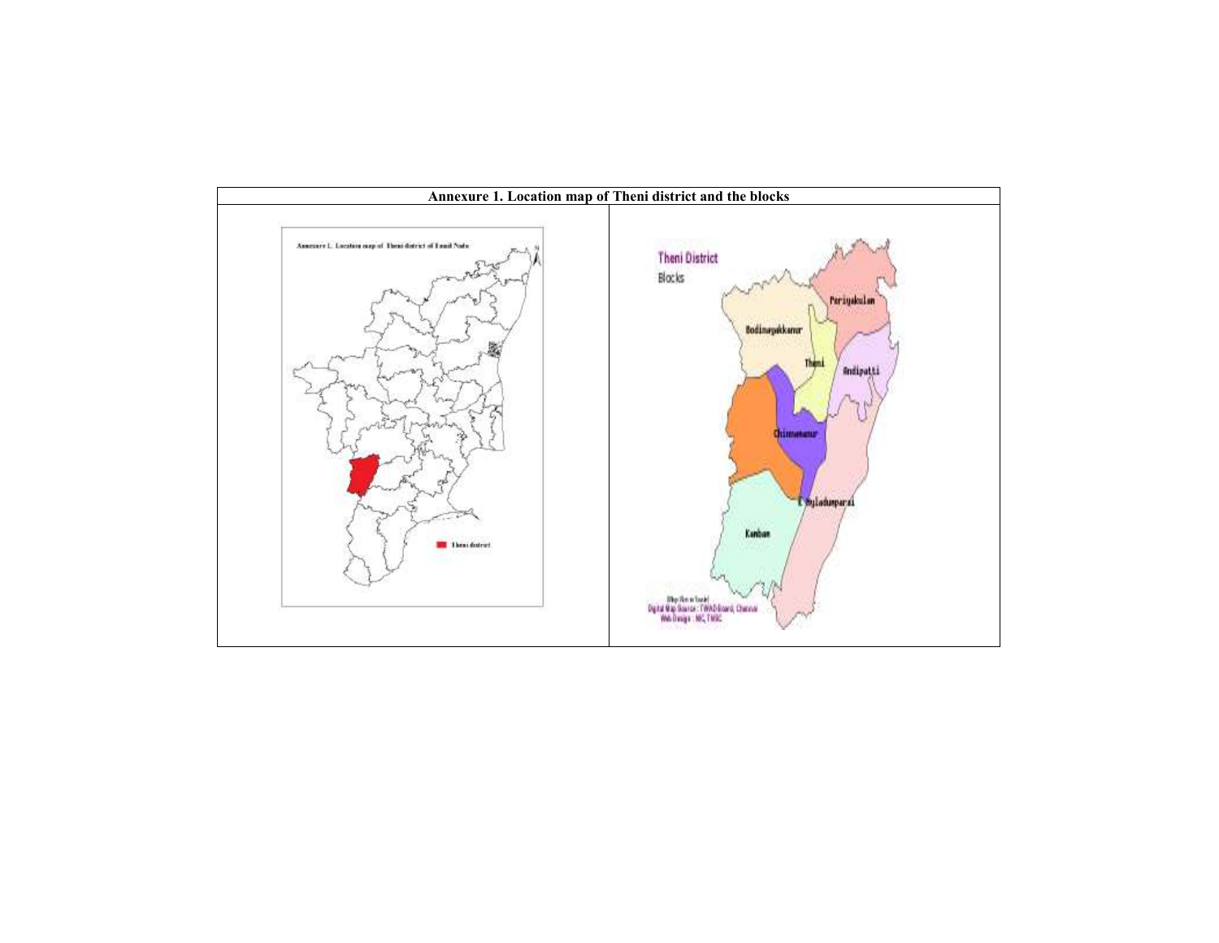| Annexure 1. Location map of Theni district and the blocks | |
|---|---|
| Annexure 1. Location map of Theni district of Tamil Nadu<br><br>Theni district | Theni District<br>Blocks<br><br>Periyakulam<br>Bodinayakkanur<br>Theni<br>Andipatti<br>Chinnamanur<br>K.Myladumparai<br>Kambam<br><br>Digital Map Source : TWAD Board, Chennai<br>Web Design : NIC, TNSC |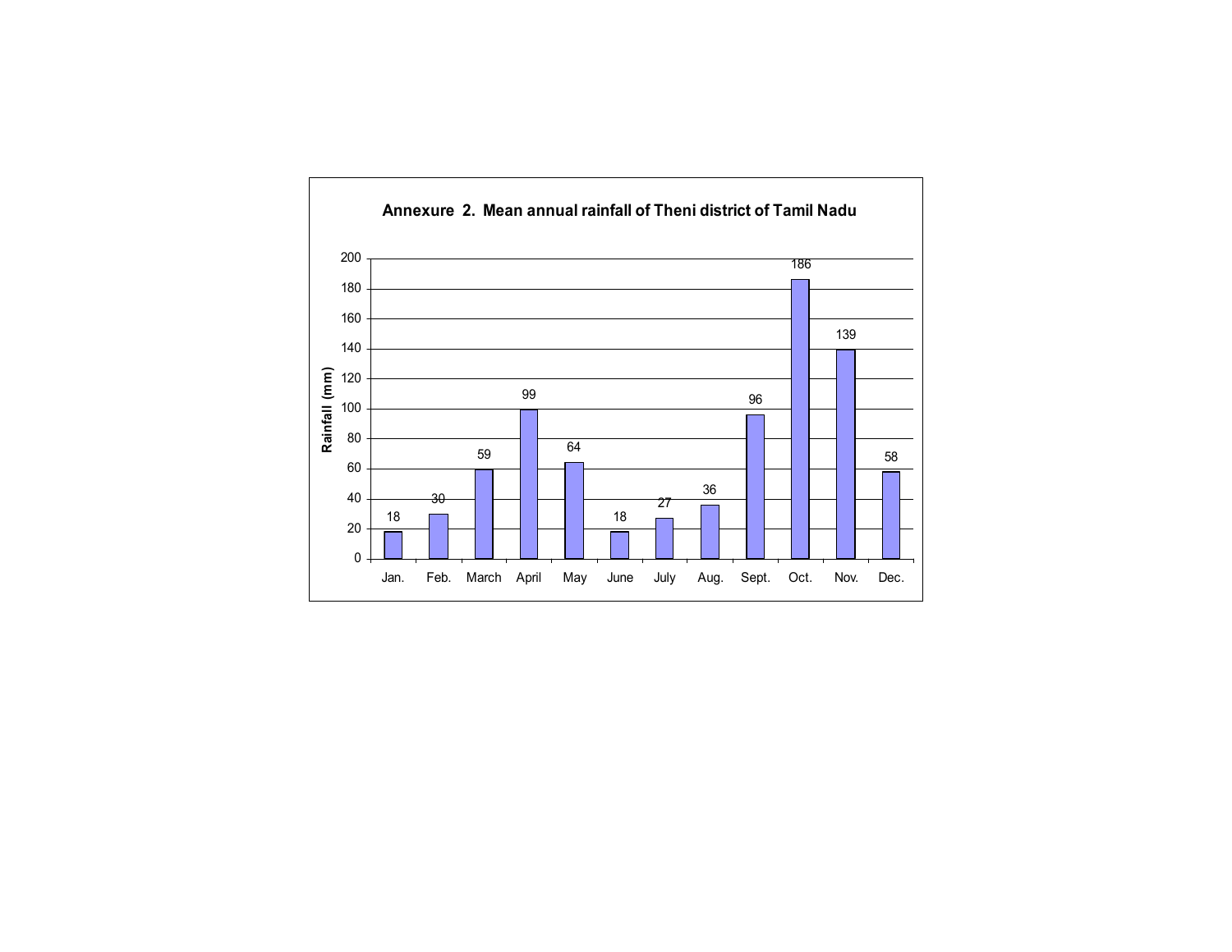**Annexure 2. Mean annual rainfall of Theni district of Tamil Nadu**

| Month | Rainfall (mm) |
|---|---|
| Jan. | 18 |
| Feb. | 30 |
| March | 59 |
| April | 99 |
| May | 64 |
| June | 18 |
| July | 27 |
| Aug. | 36 |
| Sept. | 96 |
| Oct. | 186 |
| Nov. | 139 |
| Dec. | 58 |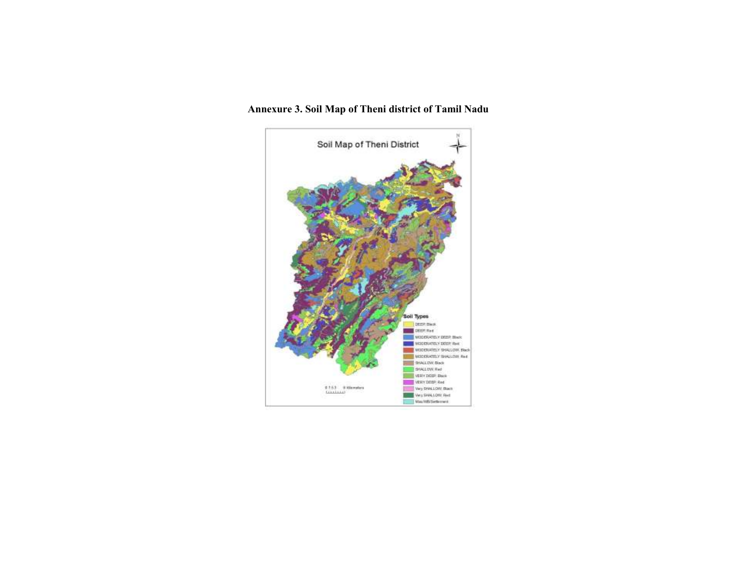**Annexure 3. Soil Map of Theni district of Tamil Nadu**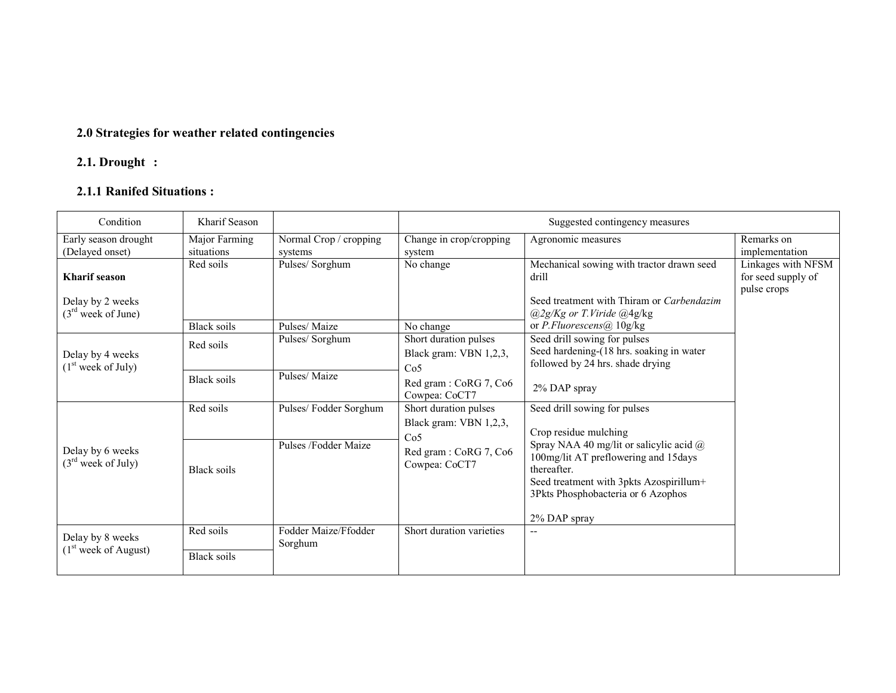## 2.0 Strategies for weather related contingencies

### 2.1. Drought :

#### 2.1.1 Ranifed Situations :

| Condition | Kharif Season | | Suggested contingency measures | | |
|---|---|---|---|---|---|
| Early season drought (Delayed onset) | Major Farming situations | Normal Crop / cropping systems | Change in crop/cropping system | Agronomic measures | Remarks on implementation |
| **Kharif season**<br><br>Delay by 2 weeks (3rd week of June) | Red soils | Pulses/ Sorghum | No change | Mechanical sowing with tractor drawn seed drill<br><br>Seed treatment with Thiram or *Carbendazim @2g/Kg or T.Viride* @4g/kg or *P.Fluorescens*@ 10g/kg | Linkages with NFSM for seed supply of pulse crops |
| | Black soils | Pulses/ Maize | No change | | |
| Delay by 4 weeks (1st week of July) | Red soils | Pulses/ Sorghum | Short duration pulses<br>Black gram: VBN 1,2,3, Co5<br>Red gram : CoRG 7, Co6<br>Cowpea: CoCT7 | Seed drill sowing for pulses<br>Seed hardening-(18 hrs. soaking in water followed by 24 hrs. shade drying<br><br>2% DAP spray | |
| | Black soils | Pulses/ Maize | | | |
| Delay by 6 weeks (3rd week of July) | Red soils | Pulses/ Fodder Sorghum | Short duration pulses<br>Black gram: VBN 1,2,3, Co5<br>Red gram : CoRG 7, Co6<br>Cowpea: CoCT7 | Seed drill sowing for pulses<br><br>Crop residue mulching<br>Spray NAA 40 mg/lit or salicylic acid @ 100mg/lit AT preflowering and 15days thereafter.<br>Seed treatment with 3pkts Azospirillum+ 3Pkts Phosphobacteria or 6 Azophos<br><br>2% DAP spray | |
| | Black soils | Pulses /Fodder Maize | | | |
| Delay by 8 weeks (1st week of August) | Red soils | Fodder Maize/Ffodder Sorghum | Short duration varieties | -- | |
| | Black soils | | | | |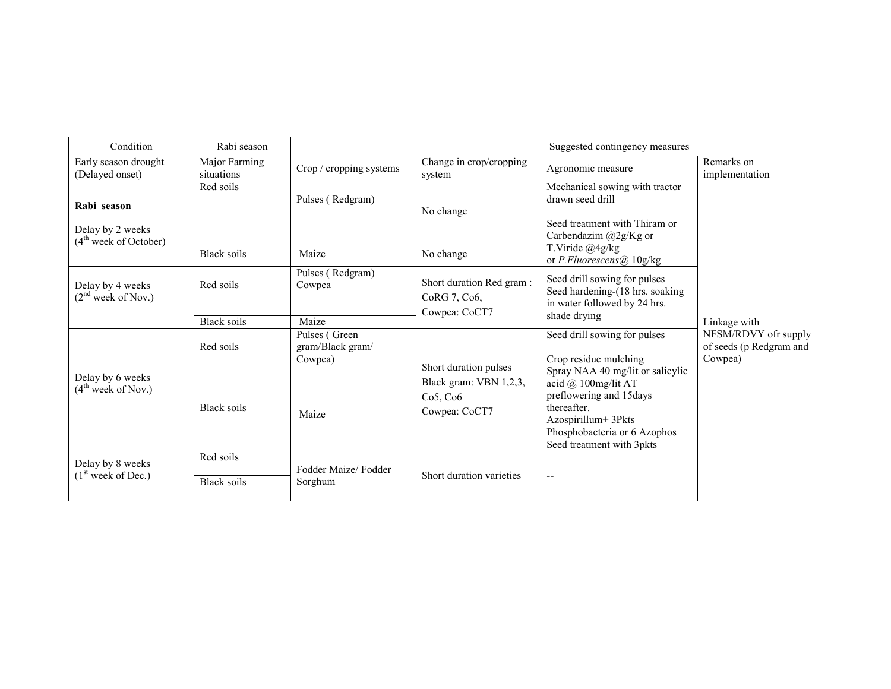| Condition | Rabi season | | Suggested contingency measures | | |
|---|---|---|---|---|---|
| Early season drought (Delayed onset) | Major Farming situations | Crop / cropping systems | Change in crop/cropping system | Agronomic measure | Remarks on implementation |
| **Rabi season**<br><br>Delay by 2 weeks (4th week of October) | Red soils | Pulses ( Redgram) | No change | Mechanical sowing with tractor drawn seed drill<br><br>Seed treatment with Thiram or Carbendazim @2g/Kg or T.Viride @4g/kg or *P.Fluorescens*@ 10g/kg | Linkage with NFSM/RDVY ofr supply of seeds (p Redgram and Cowpea) |
| | Black soils | Maize | No change | | |
| Delay by 4 weeks (2nd week of Nov.) | Red soils | Pulses ( Redgram) Cowpea | Short duration Red gram : CoRG 7, Co6,<br>Cowpea: CoCT7 | Seed drill sowing for pulses<br>Seed hardening-(18 hrs. soaking in water followed by 24 hrs. shade drying | |
| | Black soils | Maize | | | |
| Delay by 6 weeks (4th week of Nov.) | Red soils | Pulses ( Green gram/Black gram/ Cowpea) | Short duration pulses<br>Black gram: VBN 1,2,3, Co5, Co6<br>Cowpea: CoCT7 | Seed drill sowing for pulses<br><br>Crop residue mulching<br>Spray NAA 40 mg/lit or salicylic acid @ 100mg/lit AT preflowering and 15days thereafter.<br>Azospirillum+ 3Pkts Phosphobacteria or 6 Azophos Seed treatment with 3pkts | |
| | Black soils | Maize | | | |
| Delay by 8 weeks (1st week of Dec.) | Red soils | Fodder Maize/ Fodder Sorghum | Short duration varieties | -- | |
| | Black soils | | | | |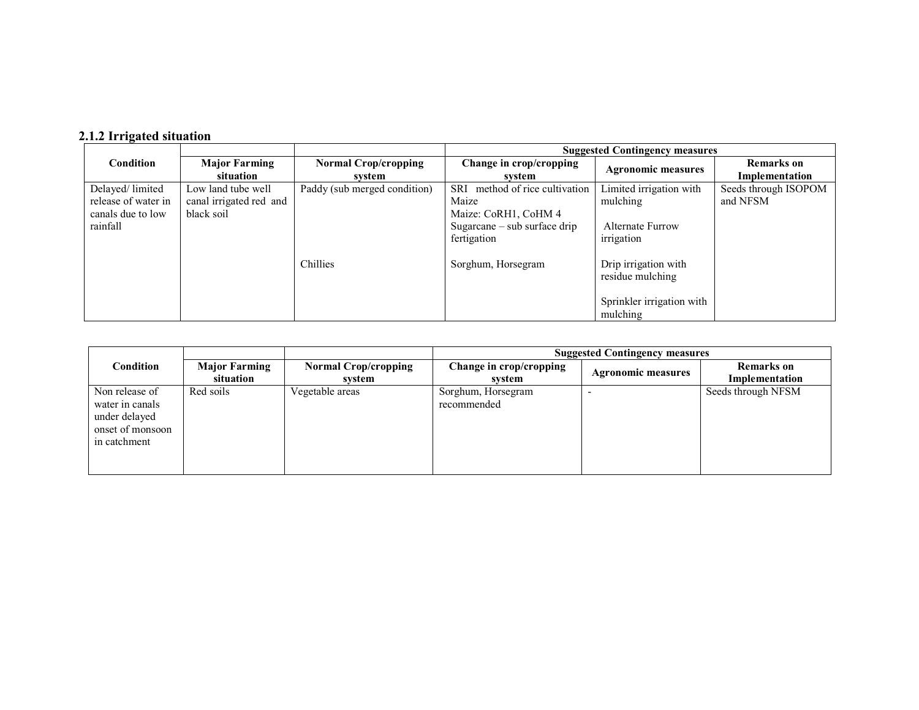### 2.1.2 Irrigated situation

| Condition | Major Farming situation | Normal Crop/cropping system | Suggested Contingency measures | | |
|---|---|---|---|---|---|
| | | | Change in crop/cropping system | Agronomic measures | Remarks on Implementation |
| Delayed/ limited release of water in canals due to low rainfall | Low land tube well canal irrigated red and black soil | Paddy (sub merged condition) | SRI method of rice cultivation<br>Maize<br>Maize: CoRH1, CoHM 4<br>Sugarcane – sub surface drip fertigation | Limited irrigation with mulching<br><br>Alternate Furrow irrigation | Seeds through ISOPOM and NFSM |
| | | Chillies | Sorghum, Horsegram | Drip irrigation with residue mulching<br><br>Sprinkler irrigation with mulching | |

| Condition | Major Farming situation | Normal Crop/cropping system | Suggested Contingency measures | | |
|---|---|---|---|---|---|
| | | | Change in crop/cropping system | Agronomic measures | Remarks on Implementation |
| Non release of water in canals under delayed onset of monsoon in catchment | Red soils | Vegetable areas | Sorghum, Horsegram recommended | - | Seeds through NFSM |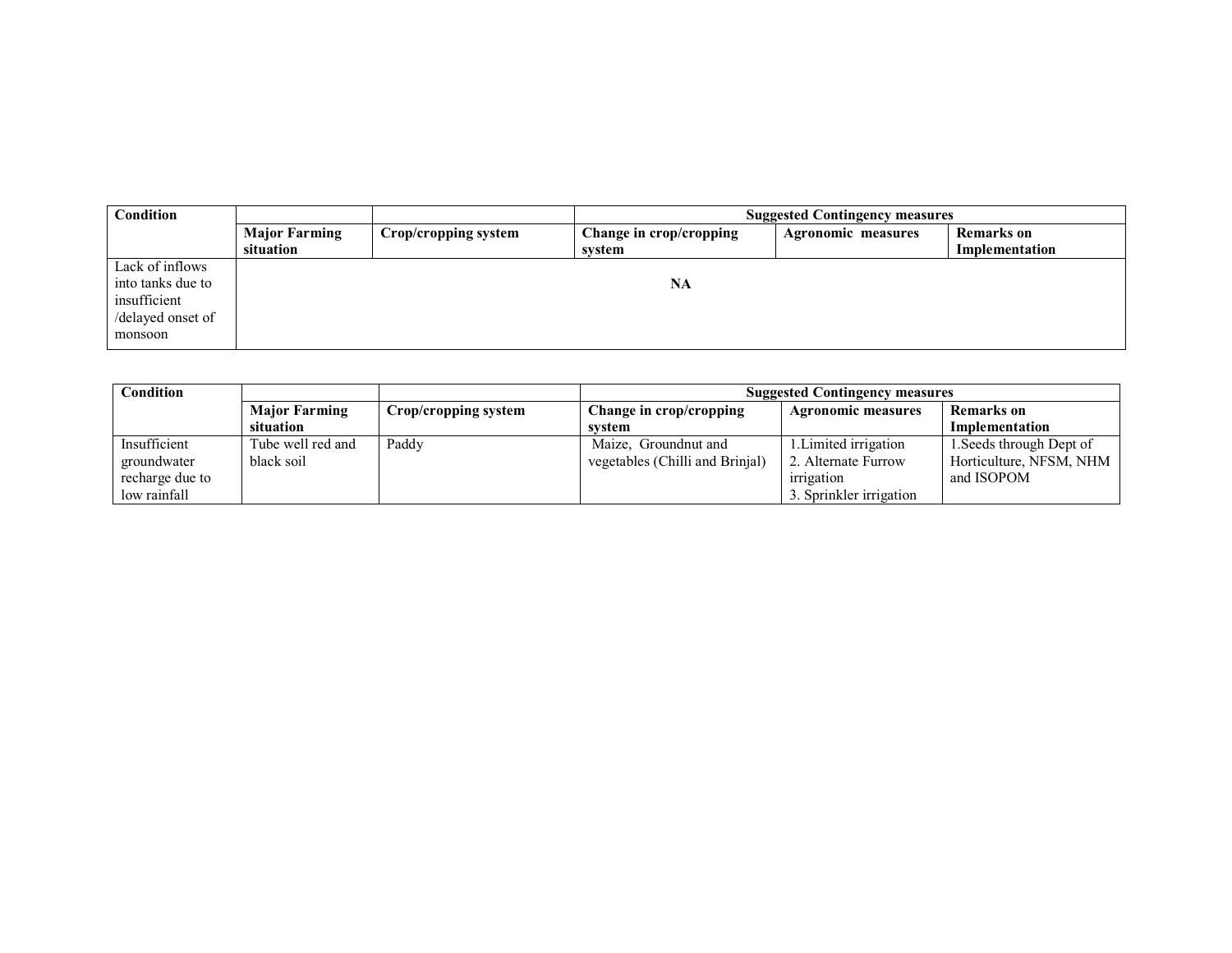| Condition | | | Suggested Contingency measures | | |
|---|---|---|---|---|---|
| | Major Farming situation | Crop/cropping system | Change in crop/cropping system | Agronomic measures | Remarks on Implementation |
| Lack of inflows into tanks due to insufficient /delayed onset of monsoon | NA | | | | |

| Condition | | | Suggested Contingency measures | | |
|---|---|---|---|---|---|
| | Major Farming situation | Crop/cropping system | Change in crop/cropping system | Agronomic measures | Remarks on Implementation |
| Insufficient groundwater recharge due to low rainfall | Tube well red and black soil | Paddy | Maize, Groundnut and vegetables (Chilli and Brinjal) | 1.Limited irrigation<br>2. Alternate Furrow irrigation<br>3. Sprinkler irrigation | 1.Seeds through Dept of Horticulture, NFSM, NHM and ISOPOM |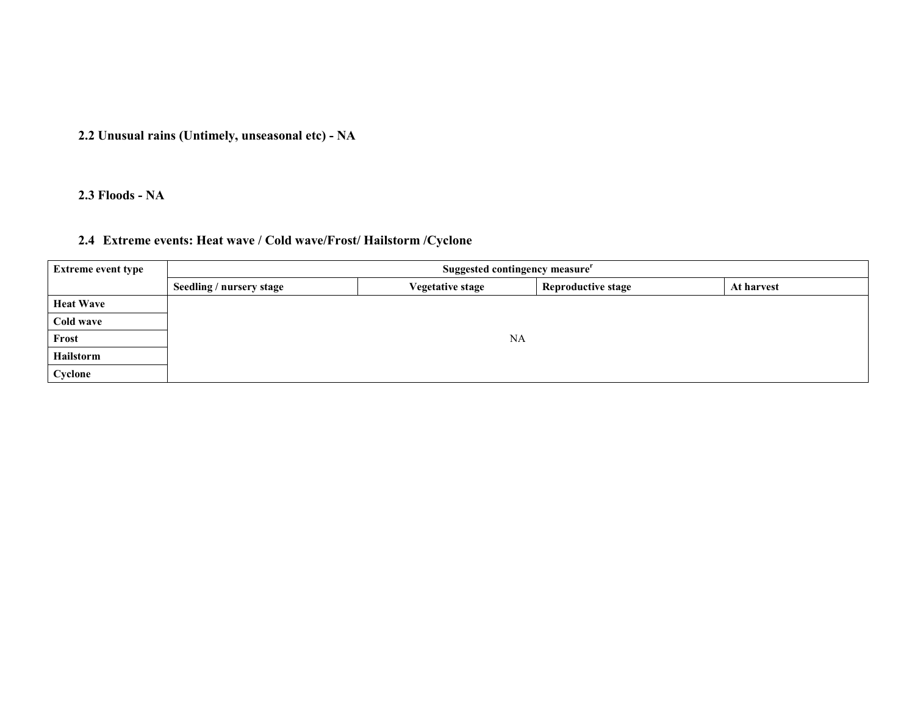### 2.2 Unusual rains (Untimely, unseasonal etc) - NA

### 2.3 Floods - NA

### 2.4 Extreme events: Heat wave / Cold wave/Frost/ Hailstorm /Cyclone

| Extreme event type | Suggested contingency measure[r] | | | |
|---|---|---|---|---|
| | Seedling / nursery stage | Vegetative stage | Reproductive stage | At harvest |
| Heat Wave | NA | | | |
| Cold wave | | | | |
| Frost | | | | |
| Hailstorm | | | | |
| Cyclone | | | | |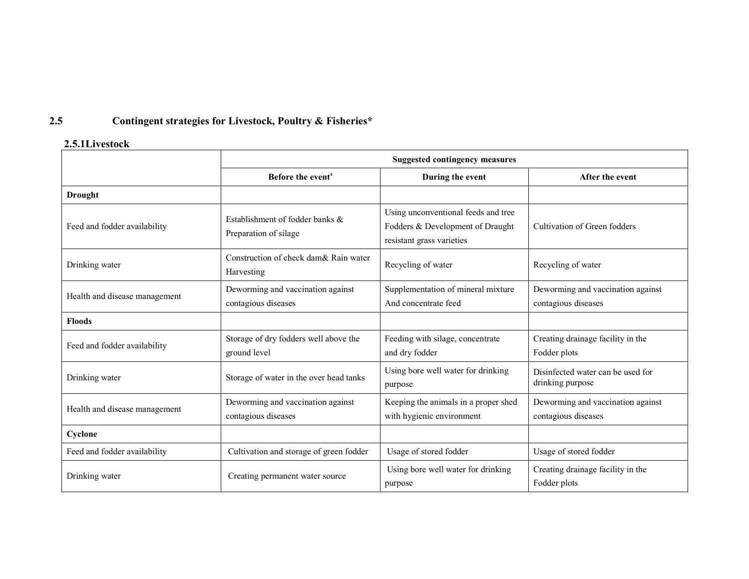## 2.5 Contingent strategies for Livestock, Poultry & Fisheries*

### 2.5.1Livestock

| | Suggested contingency measures | | |
|---|---|---|---|
| | Before the event[s] | During the event | After the event |
| **Drought** | | | |
| Feed and fodder availability | Establishment of fodder banks & Preparation of silage | Using unconventional feeds and tree Fodders & Development of Draught resistant grass varieties | Cultivation of Green fodders |
| Drinking water | Construction of check dam& Rain water Harvesting | Recycling of water | Recycling of water |
| Health and disease management | Deworming and vaccination against contagious diseases | Supplementation of mineral mixture And concentrate feed | Deworming and vaccination against contagious diseases |
| **Floods** | | | |
| Feed and fodder availability | Storage of dry fodders well above the ground level | Feeding with silage, concentrate and dry fodder | Creating drainage facility in the Fodder plots |
| Drinking water | Storage of water in the over head tanks | Using bore well water for drinking purpose | Disinfected water can be used for drinking purpose |
| Health and disease management | Deworming and vaccination against contagious diseases | Keeping the animals in a proper shed with hygienic environment | Deworming and vaccination against contagious diseases |
| **Cyclone** | | | |
| Feed and fodder availability | Cultivation and storage of green fodder | Usage of stored fodder | Usage of stored fodder |
| Drinking water | Creating permanent water source | Using bore well water for drinking purpose | Creating drainage facility in the Fodder plots |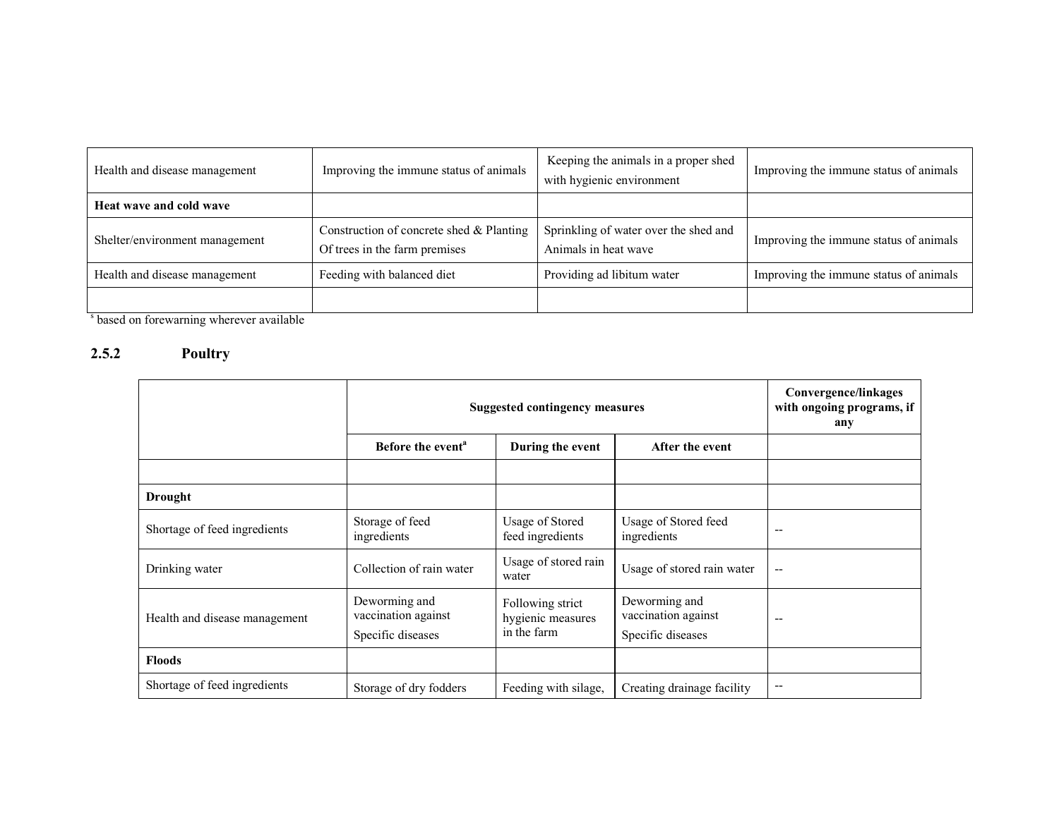| | | | |
|---|---|---|---|
| Health and disease management | Improving the immune status of animals | Keeping the animals in a proper shed with hygienic environment | Improving the immune status of animals |
| **Heat wave and cold wave** | | | |
| Shelter/environment management | Construction of concrete shed & Planting Of trees in the farm premises | Sprinkling of water over the shed and Animals in heat wave | Improving the immune status of animals |
| Health and disease management | Feeding with balanced diet | Providing ad libitum water | Improving the immune status of animals |
| | | | |

[s] based on forewarning wherever available

### 2.5.2 Poultry

| | **Suggested contingency measures** | | | **Convergence/linkages with ongoing programs, if any** |
|---|---|---|---|---|
| | **Before the event[a]** | **During the event** | **After the event** | |
| | | | | |
| **Drought** | | | | |
| Shortage of feed ingredients | Storage of feed ingredients | Usage of Stored feed ingredients | Usage of Stored feed ingredients | -- |
| Drinking water | Collection of rain water | Usage of stored rain water | Usage of stored rain water | -- |
| Health and disease management | Deworming and vaccination against Specific diseases | Following strict hygienic measures in the farm | Deworming and vaccination against Specific diseases | -- |
| **Floods** | | | | |
| Shortage of feed ingredients | Storage of dry fodders | Feeding with silage, | Creating drainage facility | -- |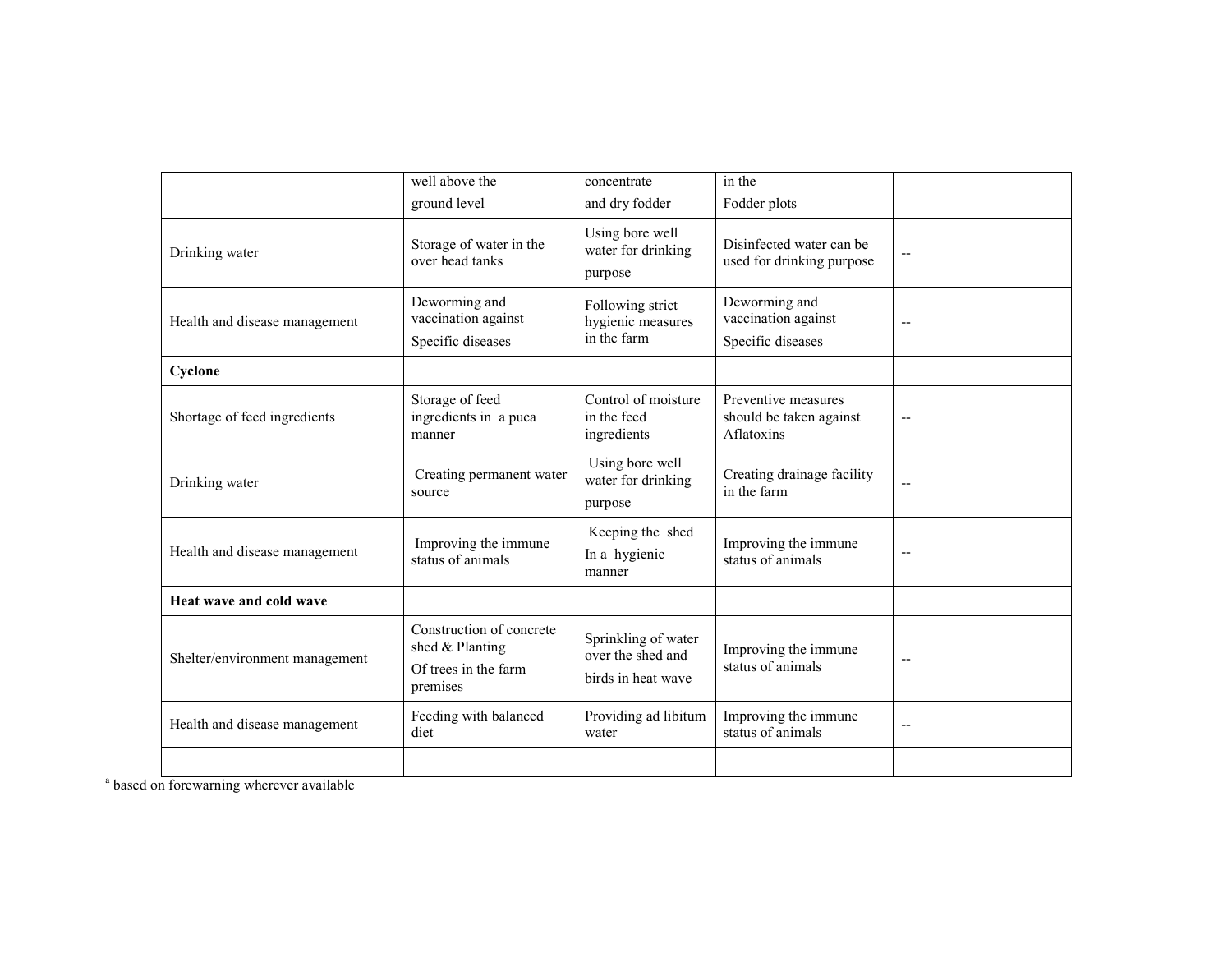| | | | | |
|---|---|---|---|---|
| | well above the ground level | concentrate and dry fodder | in the Fodder plots | |
| Drinking water | Storage of water in the over head tanks | Using bore well water for drinking purpose | Disinfected water can be used for drinking purpose | -- |
| Health and disease management | Deworming and vaccination against Specific diseases | Following strict hygienic measures in the farm | Deworming and vaccination against Specific diseases | -- |
| **Cyclone** | | | | |
| Shortage of feed ingredients | Storage of feed ingredients in a puca manner | Control of moisture in the feed ingredients | Preventive measures should be taken against Aflatoxins | -- |
| Drinking water | Creating permanent water source | Using bore well water for drinking purpose | Creating drainage facility in the farm | -- |
| Health and disease management | Improving the immune status of animals | Keeping the shed In a hygienic manner | Improving the immune status of animals | -- |
| **Heat wave and cold wave** | | | | |
| Shelter/environment management | Construction of concrete shed & Planting Of trees in the farm premises | Sprinkling of water over the shed and birds in heat wave | Improving the immune status of animals | -- |
| Health and disease management | Feeding with balanced diet | Providing ad libitum water | Improving the immune status of animals | -- |
| | | | | |

[a] based on forewarning wherever available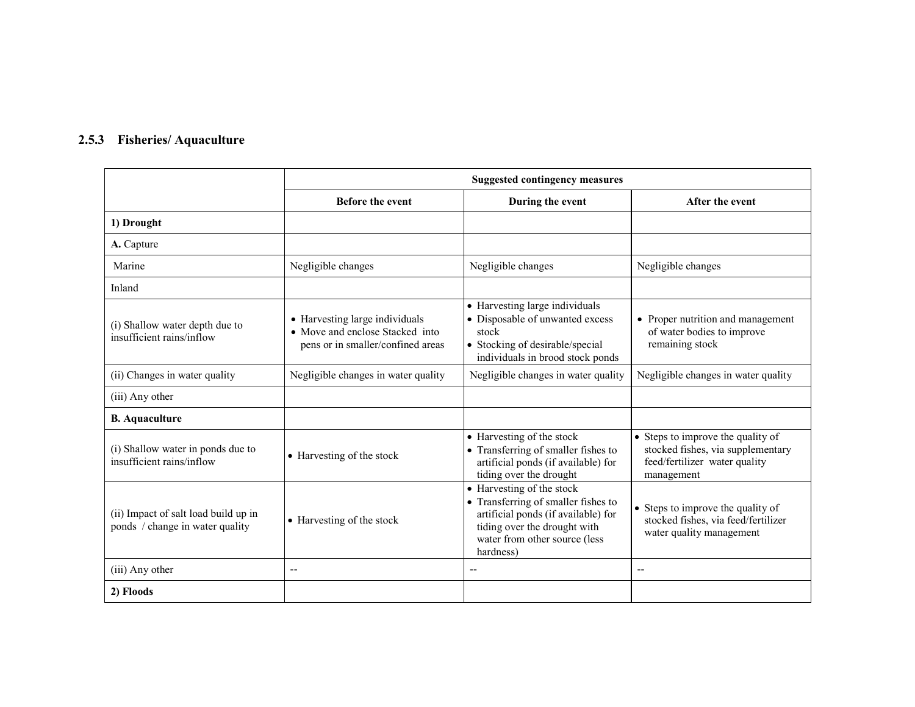### 2.5.3 Fisheries/ Aquaculture

| | Suggested contingency measures | | |
|---|---|---|---|
| | **Before the event** | **During the event** | **After the event** |
| **1) Drought** | | | |
| **A.** Capture | | | |
| Marine | Negligible changes | Negligible changes | Negligible changes |
| Inland | | | |
| (i) Shallow water depth due to insufficient rains/inflow | • Harvesting large individuals<br>• Move and enclose Stacked into pens or in smaller/confined areas | • Harvesting large individuals<br>• Disposable of unwanted excess stock<br>• Stocking of desirable/special individuals in brood stock ponds | • Proper nutrition and management of water bodies to improve remaining stock |
| (ii) Changes in water quality | Negligible changes in water quality | Negligible changes in water quality | Negligible changes in water quality |
| (iii) Any other | | | |
| **B. Aquaculture** | | | |
| (i) Shallow water in ponds due to insufficient rains/inflow | • Harvesting of the stock | • Harvesting of the stock<br>• Transferring of smaller fishes to artificial ponds (if available) for tiding over the drought | • Steps to improve the quality of stocked fishes, via supplementary feed/fertilizer water quality management |
| (ii) Impact of salt load build up in ponds / change in water quality | • Harvesting of the stock | • Harvesting of the stock<br>• Transferring of smaller fishes to artificial ponds (if available) for tiding over the drought with water from other source (less hardness) | • Steps to improve the quality of stocked fishes, via feed/fertilizer water quality management |
| (iii) Any other | -- | -- | -- |
| **2) Floods** | | | |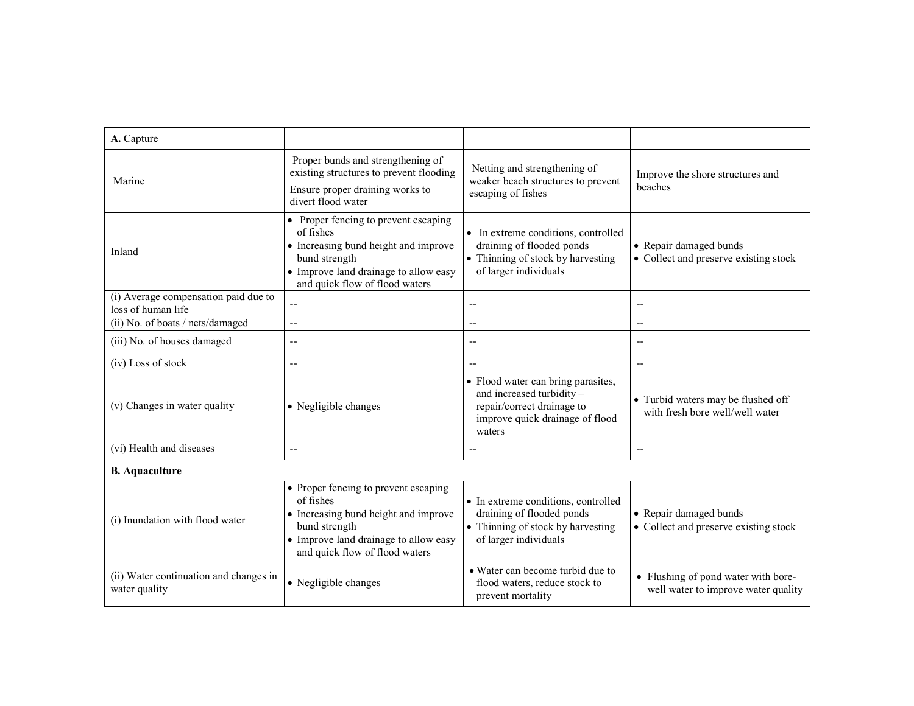| **A.** Capture | | | |
|---|---|---|---|
| Marine | Proper bunds and strengthening of existing structures to prevent flooding<br>Ensure proper draining works to divert flood water | Netting and strengthening of weaker beach structures to prevent escaping of fishes | Improve the shore structures and beaches |
| Inland | • Proper fencing to prevent escaping of fishes<br>• Increasing bund height and improve bund strength<br>• Improve land drainage to allow easy and quick flow of flood waters | • In extreme conditions, controlled draining of flooded ponds<br>• Thinning of stock by harvesting of larger individuals | • Repair damaged bunds<br>• Collect and preserve existing stock |
| (i) Average compensation paid due to loss of human life | -- | -- | -- |
| (ii) No. of boats / nets/damaged | -- | -- | -- |
| (iii) No. of houses damaged | -- | -- | -- |
| (iv) Loss of stock | -- | -- | -- |
| (v) Changes in water quality | • Negligible changes | • Flood water can bring parasites, and increased turbidity – repair/correct drainage to improve quick drainage of flood waters | • Turbid waters may be flushed off with fresh bore well/well water |
| (vi) Health and diseases | -- | -- | -- |
| **B. Aquaculture** | | | |
| (i) Inundation with flood water | • Proper fencing to prevent escaping of fishes<br>• Increasing bund height and improve bund strength<br>• Improve land drainage to allow easy and quick flow of flood waters | • In extreme conditions, controlled draining of flooded ponds<br>• Thinning of stock by harvesting of larger individuals | • Repair damaged bunds<br>• Collect and preserve existing stock |
| (ii) Water continuation and changes in water quality | • Negligible changes | • Water can become turbid due to flood waters, reduce stock to prevent mortality | • Flushing of pond water with bore-well water to improve water quality |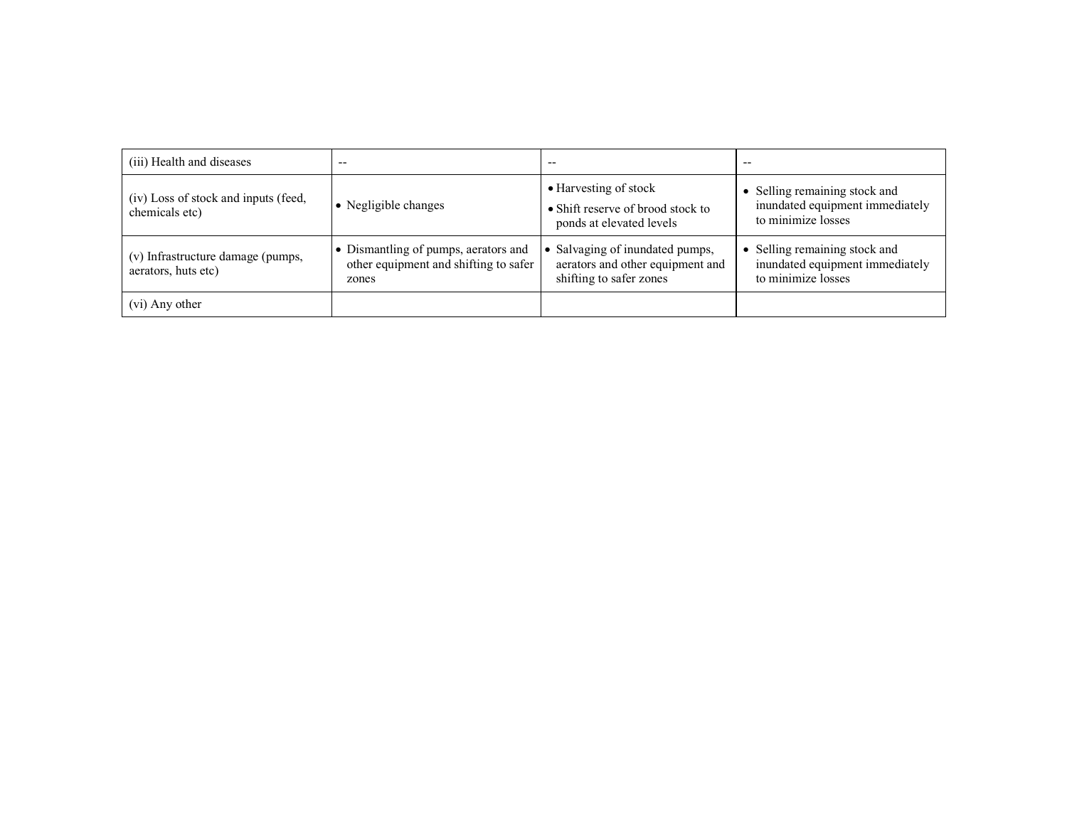| | | | |
|---|---|---|---|
| (iii) Health and diseases | -- | -- | -- |
| (iv) Loss of stock and inputs (feed, chemicals etc) | • Negligible changes | • Harvesting of stock<br>• Shift reserve of brood stock to ponds at elevated levels | • Selling remaining stock and inundated equipment immediately to minimize losses |
| (v) Infrastructure damage (pumps, aerators, huts etc) | • Dismantling of pumps, aerators and other equipment and shifting to safer zones | • Salvaging of inundated pumps, aerators and other equipment and shifting to safer zones | • Selling remaining stock and inundated equipment immediately to minimize losses |
| (vi) Any other | | | |